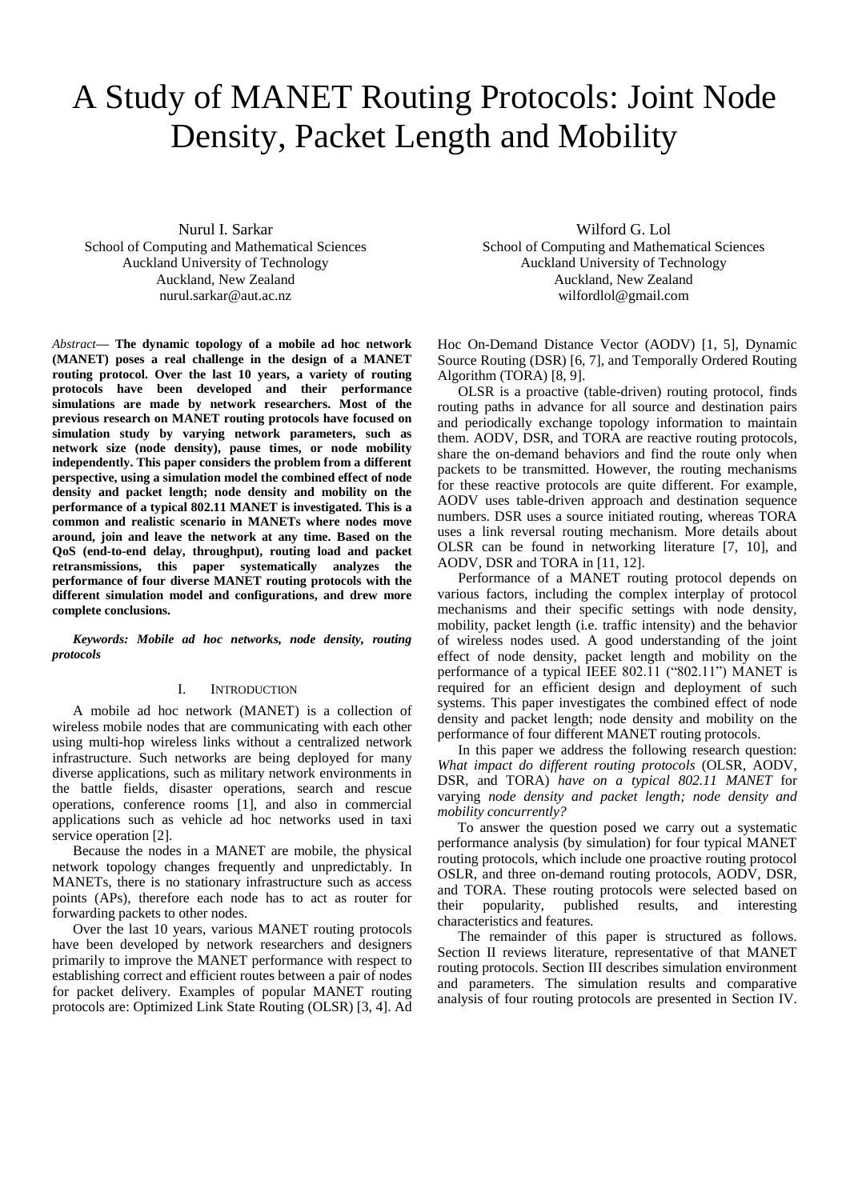# A Study of MANET Routing Protocols: Joint Node Density, Packet Length and Mobility

Nurul I. Sarkar
School of Computing and Mathematical Sciences
Auckland University of Technology
Auckland, New Zealand
nurul.sarkar@aut.ac.nz

Wilford G. Lol
School of Computing and Mathematical Sciences
Auckland University of Technology
Auckland, New Zealand
wilfordlol@gmail.com

*Abstract*— **The dynamic topology of a mobile ad hoc network (MANET) poses a real challenge in the design of a MANET routing protocol. Over the last 10 years, a variety of routing protocols have been developed and their performance simulations are made by network researchers. Most of the previous research on MANET routing protocols have focused on simulation study by varying network parameters, such as network size (node density), pause times, or node mobility independently. This paper considers the problem from a different perspective, using a simulation model the combined effect of node density and packet length; node density and mobility on the performance of a typical 802.11 MANET is investigated. This is a common and realistic scenario in MANETs where nodes move around, join and leave the network at any time. Based on the QoS (end-to-end delay, throughput), routing load and packet retransmissions, this paper systematically analyzes the performance of four diverse MANET routing protocols with the different simulation model and configurations, and drew more complete conclusions.**

***Keywords: Mobile ad hoc networks, node density, routing protocols***

## I. Introduction

A mobile ad hoc network (MANET) is a collection of wireless mobile nodes that are communicating with each other using multi-hop wireless links without a centralized network infrastructure. Such networks are being deployed for many diverse applications, such as military network environments in the battle fields, disaster operations, search and rescue operations, conference rooms [1], and also in commercial applications such as vehicle ad hoc networks used in taxi service operation [2].

Because the nodes in a MANET are mobile, the physical network topology changes frequently and unpredictably. In MANETs, there is no stationary infrastructure such as access points (APs), therefore each node has to act as router for forwarding packets to other nodes.

Over the last 10 years, various MANET routing protocols have been developed by network researchers and designers primarily to improve the MANET performance with respect to establishing correct and efficient routes between a pair of nodes for packet delivery. Examples of popular MANET routing protocols are: Optimized Link State Routing (OLSR) [3, 4]. Ad Hoc On-Demand Distance Vector (AODV) [1, 5], Dynamic Source Routing (DSR) [6, 7], and Temporally Ordered Routing Algorithm (TORA) [8, 9].

OLSR is a proactive (table-driven) routing protocol, finds routing paths in advance for all source and destination pairs and periodically exchange topology information to maintain them. AODV, DSR, and TORA are reactive routing protocols, share the on-demand behaviors and find the route only when packets to be transmitted. However, the routing mechanisms for these reactive protocols are quite different. For example, AODV uses table-driven approach and destination sequence numbers. DSR uses a source initiated routing, whereas TORA uses a link reversal routing mechanism. More details about OLSR can be found in networking literature [7, 10], and AODV, DSR and TORA in [11, 12].

Performance of a MANET routing protocol depends on various factors, including the complex interplay of protocol mechanisms and their specific settings with node density, mobility, packet length (i.e. traffic intensity) and the behavior of wireless nodes used. A good understanding of the joint effect of node density, packet length and mobility on the performance of a typical IEEE 802.11 ("802.11") MANET is required for an efficient design and deployment of such systems. This paper investigates the combined effect of node density and packet length; node density and mobility on the performance of four different MANET routing protocols.

In this paper we address the following research question: *What impact do different routing protocols* (OLSR, AODV, DSR, and TORA) *have on a typical 802.11 MANET* for varying *node density and packet length; node density and mobility concurrently?*

To answer the question posed we carry out a systematic performance analysis (by simulation) for four typical MANET routing protocols, which include one proactive routing protocol OSLR, and three on-demand routing protocols, AODV, DSR, and TORA. These routing protocols were selected based on their popularity, published results, and interesting characteristics and features.

The remainder of this paper is structured as follows. Section II reviews literature, representative of that MANET routing protocols. Section III describes simulation environment and parameters. The simulation results and comparative analysis of four routing protocols are presented in Section IV.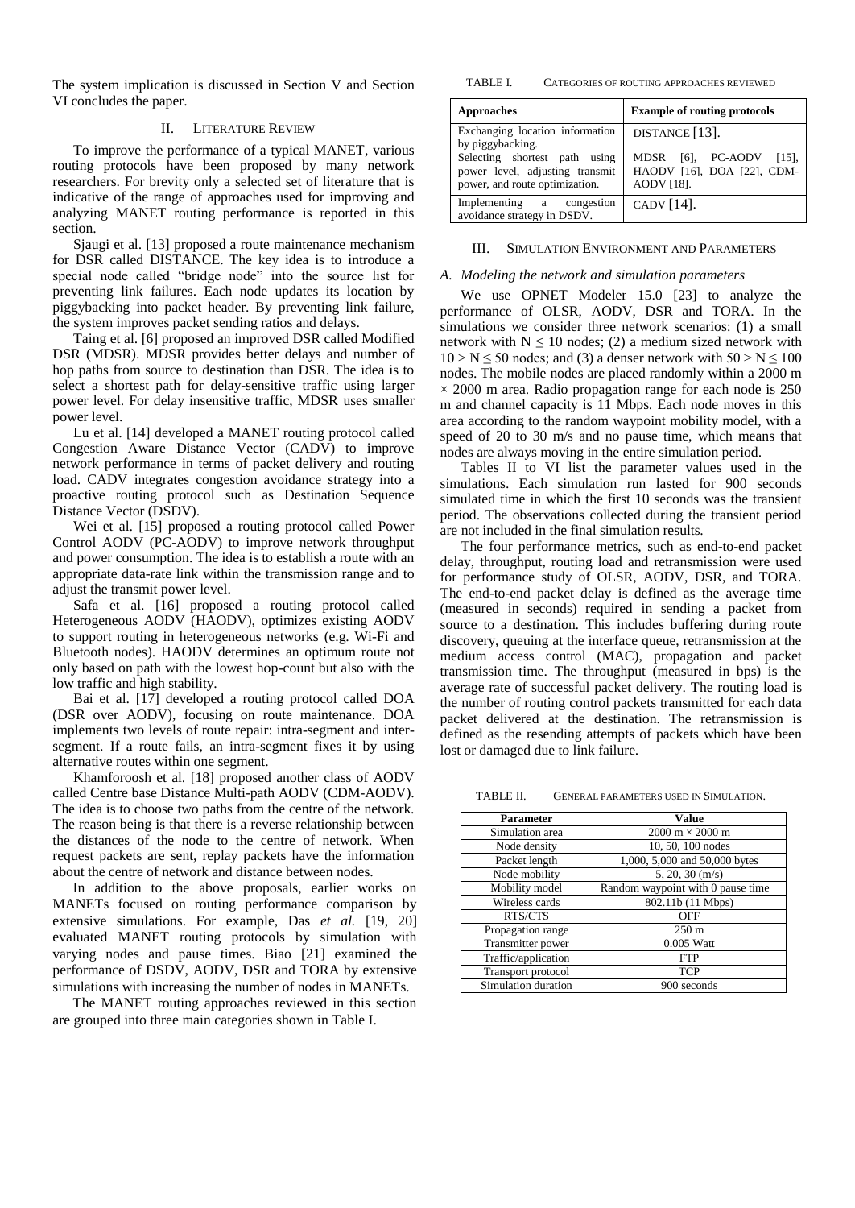The system implication is discussed in Section V and Section VI concludes the paper.

## II. LITERATURE REVIEW

To improve the performance of a typical MANET, various routing protocols have been proposed by many network researchers. For brevity only a selected set of literature that is indicative of the range of approaches used for improving and analyzing MANET routing performance is reported in this section.

Sjaugi et al. [13] proposed a route maintenance mechanism for DSR called DISTANCE. The key idea is to introduce a special node called "bridge node" into the source list for preventing link failures. Each node updates its location by piggybacking into packet header. By preventing link failure, the system improves packet sending ratios and delays.

Taing et al. [6] proposed an improved DSR called Modified DSR (MDSR). MDSR provides better delays and number of hop paths from source to destination than DSR. The idea is to select a shortest path for delay-sensitive traffic using larger power level. For delay insensitive traffic, MDSR uses smaller power level.

Lu et al. [14] developed a MANET routing protocol called Congestion Aware Distance Vector (CADV) to improve network performance in terms of packet delivery and routing load. CADV integrates congestion avoidance strategy into a proactive routing protocol such as Destination Sequence Distance Vector (DSDV).

Wei et al. [15] proposed a routing protocol called Power Control AODV (PC-AODV) to improve network throughput and power consumption. The idea is to establish a route with an appropriate data-rate link within the transmission range and to adjust the transmit power level.

Safa et al. [16] proposed a routing protocol called Heterogeneous AODV (HAODV), optimizes existing AODV to support routing in heterogeneous networks (e.g. Wi-Fi and Bluetooth nodes). HAODV determines an optimum route not only based on path with the lowest hop-count but also with the low traffic and high stability.

Bai et al. [17] developed a routing protocol called DOA (DSR over AODV), focusing on route maintenance. DOA implements two levels of route repair: intra-segment and inter-segment. If a route fails, an intra-segment fixes it by using alternative routes within one segment.

Khamforoosh et al. [18] proposed another class of AODV called Centre base Distance Multi-path AODV (CDM-AODV). The idea is to choose two paths from the centre of the network. The reason being is that there is a reverse relationship between the distances of the node to the centre of network. When request packets are sent, replay packets have the information about the centre of network and distance between nodes.

In addition to the above proposals, earlier works on MANETs focused on routing performance comparison by extensive simulations. For example, Das *et al.* [19, 20] evaluated MANET routing protocols by simulation with varying nodes and pause times. Biao [21] examined the performance of DSDV, AODV, DSR and TORA by extensive simulations with increasing the number of nodes in MANETs.

The MANET routing approaches reviewed in this section are grouped into three main categories shown in Table I.

TABLE I. CATEGORIES OF ROUTING APPROACHES REVIEWED

| Approaches | Example of routing protocols |
|---|---|
| Exchanging location information by piggybacking. | DISTANCE [13]. |
| Selecting shortest path using power level, adjusting transmit power, and route optimization. | MDSR [6], PC-AODV [15], HAODV [16], DOA [22], CDM-AODV [18]. |
| Implementing a congestion avoidance strategy in DSDV. | CADV [14]. |

## III. SIMULATION ENVIRONMENT AND PARAMETERS

### *A. Modeling the network and simulation parameters*

We use OPNET Modeler 15.0 [23] to analyze the performance of OLSR, AODV, DSR and TORA. In the simulations we consider three network scenarios: (1) a small network with $N \leq 10$ nodes; (2) a medium sized network with $10 > N \leq 50$ nodes; and (3) a denser network with $50 > N \leq 100$ nodes. The mobile nodes are placed randomly within a 2000 m $\times$ 2000 m area. Radio propagation range for each node is 250 m and channel capacity is 11 Mbps. Each node moves in this area according to the random waypoint mobility model, with a speed of 20 to 30 m/s and no pause time, which means that nodes are always moving in the entire simulation period.

Tables II to VI list the parameter values used in the simulations. Each simulation run lasted for 900 seconds simulated time in which the first 10 seconds was the transient period. The observations collected during the transient period are not included in the final simulation results.

The four performance metrics, such as end-to-end packet delay, throughput, routing load and retransmission were used for performance study of OLSR, AODV, DSR, and TORA. The end-to-end packet delay is defined as the average time (measured in seconds) required in sending a packet from source to a destination. This includes buffering during route discovery, queuing at the interface queue, retransmission at the medium access control (MAC), propagation and packet transmission time. The throughput (measured in bps) is the average rate of successful packet delivery. The routing load is the number of routing control packets transmitted for each data packet delivered at the destination. The retransmission is defined as the resending attempts of packets which have been lost or damaged due to link failure.

TABLE II. GENERAL PARAMETERS USED IN SIMULATION.

| Parameter | Value |
|---|---|
| Simulation area | 2000 m × 2000 m |
| Node density | 10, 50, 100 nodes |
| Packet length | 1,000, 5,000 and 50,000 bytes |
| Node mobility | 5, 20, 30 (m/s) |
| Mobility model | Random waypoint with 0 pause time |
| Wireless cards | 802.11b (11 Mbps) |
| RTS/CTS | OFF |
| Propagation range | 250 m |
| Transmitter power | 0.005 Watt |
| Traffic/application | FTP |
| Transport protocol | TCP |
| Simulation duration | 900 seconds |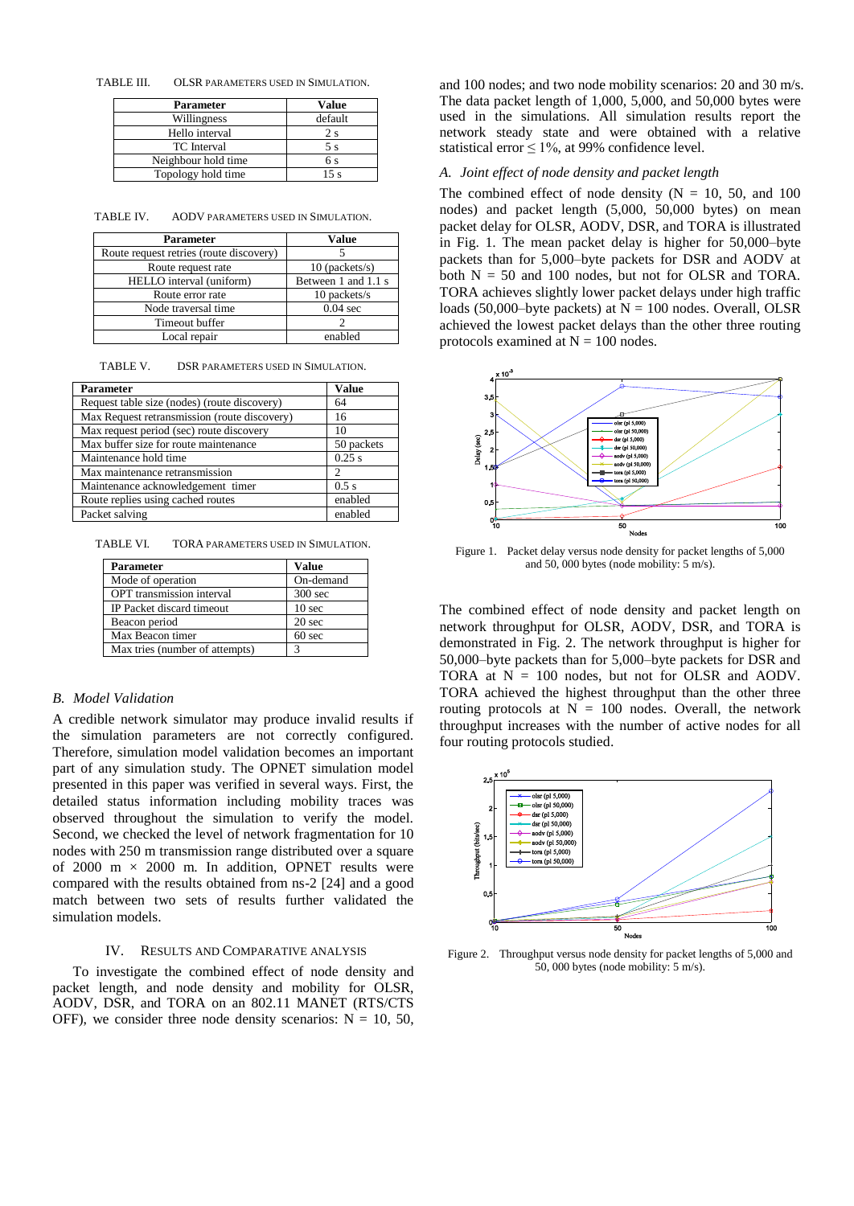TABLE III. OLSR PARAMETERS USED IN SIMULATION.

| Parameter | Value |
|---|---|
| Willingness | default |
| Hello interval | 2 s |
| TC Interval | 5 s |
| Neighbour hold time | 6 s |
| Topology hold time | 15 s |

TABLE IV. AODV PARAMETERS USED IN SIMULATION.

| Parameter | Value |
|---|---|
| Route request retries (route discovery) | 5 |
| Route request rate | 10 (packets/s) |
| HELLO interval (uniform) | Between 1 and 1.1 s |
| Route error rate | 10 packets/s |
| Node traversal time | 0.04 sec |
| Timeout buffer | 2 |
| Local repair | enabled |

TABLE V. DSR PARAMETERS USED IN SIMULATION.

| Parameter | Value |
|---|---|
| Request table size (nodes) (route discovery) | 64 |
| Max Request retransmission (route discovery) | 16 |
| Max request period (sec) (route discovery) | 10 |
| Max buffer size for route maintenance | 50 packets |
| Maintenance hold time | 0.25 s |
| Max maintenance retransmission | 2 |
| Maintenance acknowledgement timer | 0.5 s |
| Route replies using cached routes | enabled |
| Packet salving | enabled |

TABLE VI. TORA PARAMETERS USED IN SIMULATION.

| Parameter | Value |
|---|---|
| Mode of operation | On-demand |
| OPT transmission interval | 300 sec |
| IP Packet discard timeout | 10 sec |
| Beacon period | 20 sec |
| Max Beacon timer | 60 sec |
| Max tries (number of attempts) | 3 |

### *B. Model Validation*

A credible network simulator may produce invalid results if the simulation parameters are not correctly configured. Therefore, simulation model validation becomes an important part of any simulation study. The OPNET simulation model presented in this paper was verified in several ways. First, the detailed status information including mobility traces was observed throughout the simulation to verify the model. Second, we checked the level of network fragmentation for 10 nodes with 250 m transmission range distributed over a square of 2000 m × 2000 m. In addition, OPNET results were compared with the results obtained from ns-2 [24] and a good match between two sets of results further validated the simulation models.

## IV. RESULTS AND COMPARATIVE ANALYSIS

To investigate the combined effect of node density and packet length, and node density and mobility for OLSR, AODV, DSR, and TORA on an 802.11 MANET (RTS/CTS OFF), we consider three node density scenarios: N = 10, 50, and 100 nodes; and two node mobility scenarios: 20 and 30 m/s. The data packet length of 1,000, 5,000, and 50,000 bytes were used in the simulations. All simulation results report the network steady state and were obtained with a relative statistical error ≤ 1%, at 99% confidence level.

### *A. Joint effect of node density and packet length*

The combined effect of node density (N = 10, 50, and 100 nodes) and packet length (5,000, 50,000 bytes) on mean packet delay for OLSR, AODV, DSR, and TORA is illustrated in Fig. 1. The mean packet delay is higher for 50,000–byte packets than for 5,000–byte packets for DSR and AODV at both N = 50 and 100 nodes, but not for OLSR and TORA. TORA achieves slightly lower packet delays under high traffic loads (50,000–byte packets) at N = 100 nodes. Overall, OLSR achieved the lowest packet delays than the other three routing protocols examined at N = 100 nodes.

Figure 1. Packet delay versus node density for packet lengths of 5,000 and 50, 000 bytes (node mobility: 5 m/s).

The combined effect of node density and packet length on network throughput for OLSR, AODV, DSR, and TORA is demonstrated in Fig. 2. The network throughput is higher for 50,000–byte packets than for 5,000–byte packets for DSR and TORA at N = 100 nodes, but not for OLSR and AODV. TORA achieved the highest throughput than the other three routing protocols at N = 100 nodes. Overall, the network throughput increases with the number of active nodes for all four routing protocols studied.

Figure 2. Throughput versus node density for packet lengths of 5,000 and 50, 000 bytes (node mobility: 5 m/s).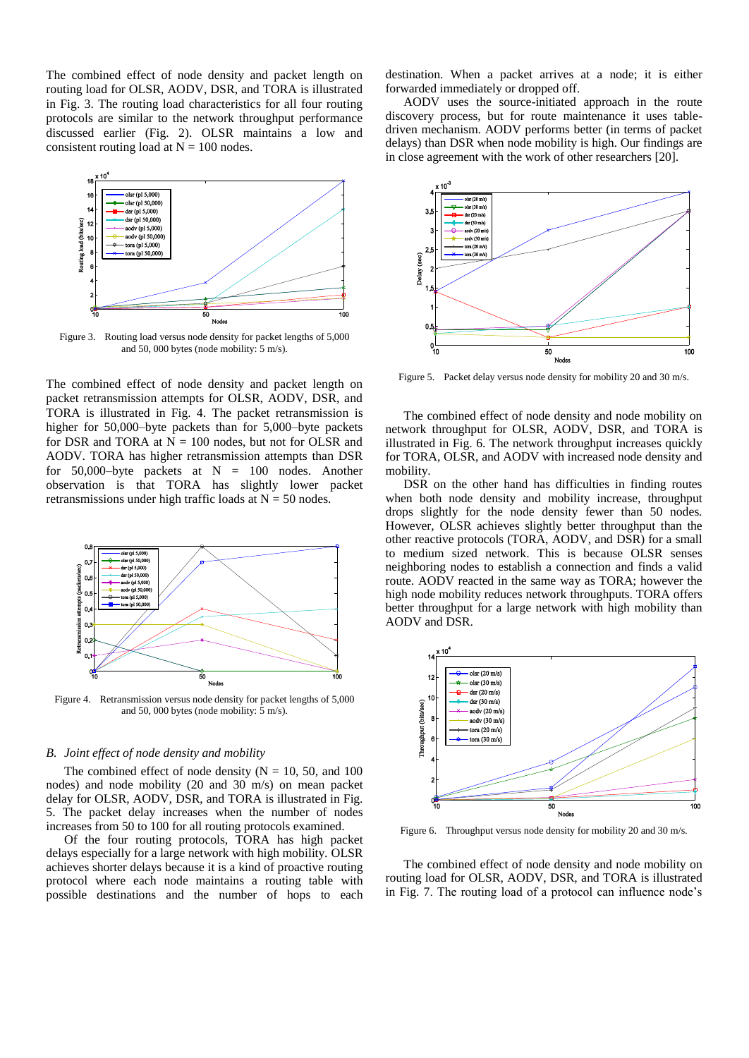The combined effect of node density and packet length on routing load for OLSR, AODV, DSR, and TORA is illustrated in Fig. 3. The routing load characteristics for all four routing protocols are similar to the network throughput performance discussed earlier (Fig. 2). OLSR maintains a low and consistent routing load at N = 100 nodes.

Figure 3. Routing load versus node density for packet lengths of 5,000 and 50, 000 bytes (node mobility: 5 m/s).

The combined effect of node density and packet length on packet retransmission attempts for OLSR, AODV, DSR, and TORA is illustrated in Fig. 4. The packet retransmission is higher for 50,000–byte packets than for 5,000–byte packets for DSR and TORA at N = 100 nodes, but not for OLSR and AODV. TORA has higher retransmission attempts than DSR for 50,000–byte packets at N = 100 nodes. Another observation is that TORA has slightly lower packet retransmissions under high traffic loads at N = 50 nodes.

Figure 4. Retransmission versus node density for packet lengths of 5,000 and 50, 000 bytes (node mobility: 5 m/s).

## B. *Joint effect of node density and mobility*

The combined effect of node density (N = 10, 50, and 100 nodes) and node mobility (20 and 30 m/s) on mean packet delay for OLSR, AODV, DSR, and TORA is illustrated in Fig. 5. The packet delay increases when the number of nodes increases from 50 to 100 for all routing protocols examined.

Of the four routing protocols, TORA has high packet delays especially for a large network with high mobility. OLSR achieves shorter delays because it is a kind of proactive routing protocol where each node maintains a routing table with possible destinations and the number of hops to each destination. When a packet arrives at a node; it is either forwarded immediately or dropped off.

AODV uses the source-initiated approach in the route discovery process, but for route maintenance it uses table-driven mechanism. AODV performs better (in terms of packet delays) than DSR when node mobility is high. Our findings are in close agreement with the work of other researchers [20].

Figure 5. Packet delay versus node density for mobility 20 and 30 m/s.

The combined effect of node density and node mobility on network throughput for OLSR, AODV, DSR, and TORA is illustrated in Fig. 6. The network throughput increases quickly for TORA, OLSR, and AODV with increased node density and mobility.

DSR on the other hand has difficulties in finding routes when both node density and mobility increase, throughput drops slightly for the node density fewer than 50 nodes. However, OLSR achieves slightly better throughput than the other reactive protocols (TORA, AODV, and DSR) for a small to medium sized network. This is because OLSR senses neighboring nodes to establish a connection and finds a valid route. AODV reacted in the same way as TORA; however the high node mobility reduces network throughputs. TORA offers better throughput for a large network with high mobility than AODV and DSR.

Figure 6. Throughput versus node density for mobility 20 and 30 m/s.

The combined effect of node density and node mobility on routing load for OLSR, AODV, DSR, and TORA is illustrated in Fig. 7. The routing load of a protocol can influence node's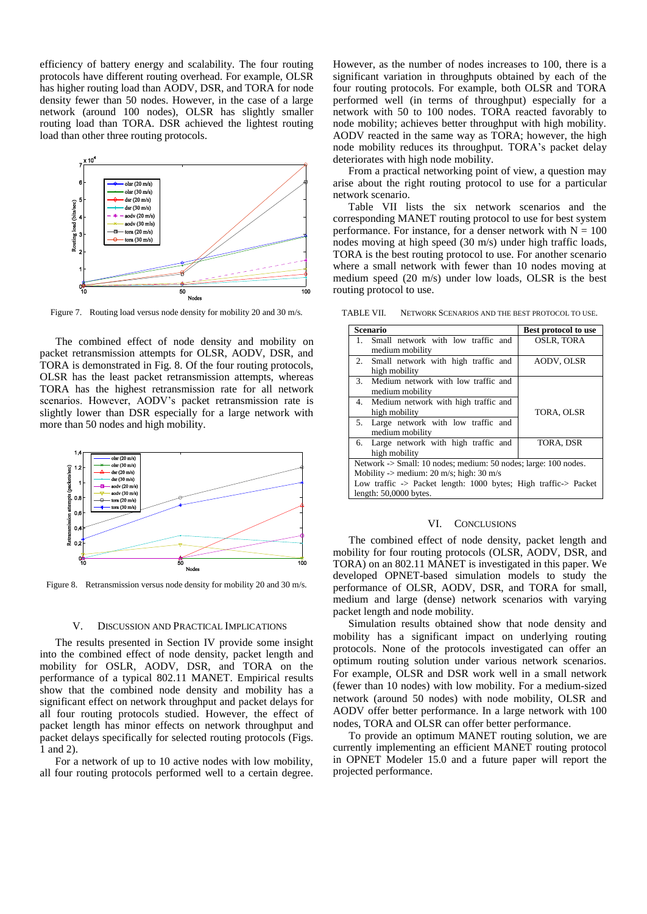efficiency of battery energy and scalability. The four routing protocols have different routing overhead. For example, OLSR has higher routing load than AODV, DSR, and TORA for node density fewer than 50 nodes. However, in the case of a large network (around 100 nodes), OLSR has slightly smaller routing load than TORA. DSR achieved the lightest routing load than other three routing protocols.

Figure 7. Routing load versus node density for mobility 20 and 30 m/s.

The combined effect of node density and mobility on packet retransmission attempts for OLSR, AODV, DSR, and TORA is demonstrated in Fig. 8. Of the four routing protocols, OLSR has the least packet retransmission attempts, whereas TORA has the highest retransmission rate for all network scenarios. However, AODV's packet retransmission rate is slightly lower than DSR especially for a large network with more than 50 nodes and high mobility.

Figure 8. Retransmission versus node density for mobility 20 and 30 m/s.

## V. Discussion and Practical Implications

The results presented in Section IV provide some insight into the combined effect of node density, packet length and mobility for OSLR, AODV, DSR, and TORA on the performance of a typical 802.11 MANET. Empirical results show that the combined node density and mobility has a significant effect on network throughput and packet delays for all four routing protocols studied. However, the effect of packet length has minor effects on network throughput and packet delays specifically for selected routing protocols (Figs. 1 and 2).

For a network of up to 10 active nodes with low mobility, all four routing protocols performed well to a certain degree. However, as the number of nodes increases to 100, there is a significant variation in throughputs obtained by each of the four routing protocols. For example, both OLSR and TORA performed well (in terms of throughput) especially for a network with 50 to 100 nodes. TORA reacted favorably to node mobility; achieves better throughput with high mobility. AODV reacted in the same way as TORA; however, the high node mobility reduces its throughput. TORA's packet delay deteriorates with high node mobility.

From a practical networking point of view, a question may arise about the right routing protocol to use for a particular network scenario.

Table VII lists the six network scenarios and the corresponding MANET routing protocol to use for best system performance. For instance, for a denser network with N = 100 nodes moving at high speed (30 m/s) under high traffic loads, TORA is the best routing protocol to use. For another scenario where a small network with fewer than 10 nodes moving at medium speed (20 m/s) under low loads, OLSR is the best routing protocol to use.

TABLE VII. Network Scenarios and the Best Protocol to Use.

| Scenario | Best protocol to use |
|---|---|
| 1. Small network with low traffic and medium mobility | OSLR, TORA |
| 2. Small network with high traffic and high mobility | AODV, OLSR |
| 3. Medium network with low traffic and medium mobility | TORA, OLSR |
| 4. Medium network with high traffic and high mobility | TORA, OLSR |
| 5. Large network with low traffic and medium mobility | TORA, OLSR |
| 6. Large network with high traffic and high mobility | TORA, DSR |
| Network -> Small: 10 nodes; medium: 50 nodes; large: 100 nodes. Mobility -> medium: 20 m/s; high: 30 m/s. Low traffic -> Packet length: 1000 bytes; High traffic-> Packet length: 50,0000 bytes. | |

## VI. Conclusions

The combined effect of node density, packet length and mobility for four routing protocols (OLSR, AODV, DSR, and TORA) on an 802.11 MANET is investigated in this paper. We developed OPNET-based simulation models to study the performance of OLSR, AODV, DSR, and TORA for small, medium and large (dense) network scenarios with varying packet length and node mobility.

Simulation results obtained show that node density and mobility has a significant impact on underlying routing protocols. None of the protocols investigated can offer an optimum routing solution under various network scenarios. For example, OLSR and DSR work well in a small network (fewer than 10 nodes) with low mobility. For a medium-sized network (around 50 nodes) with node mobility, OLSR and AODV offer better performance. In a large network with 100 nodes, TORA and OLSR can offer better performance.

To provide an optimum MANET routing solution, we are currently implementing an efficient MANET routing protocol in OPNET Modeler 15.0 and a future paper will report the projected performance.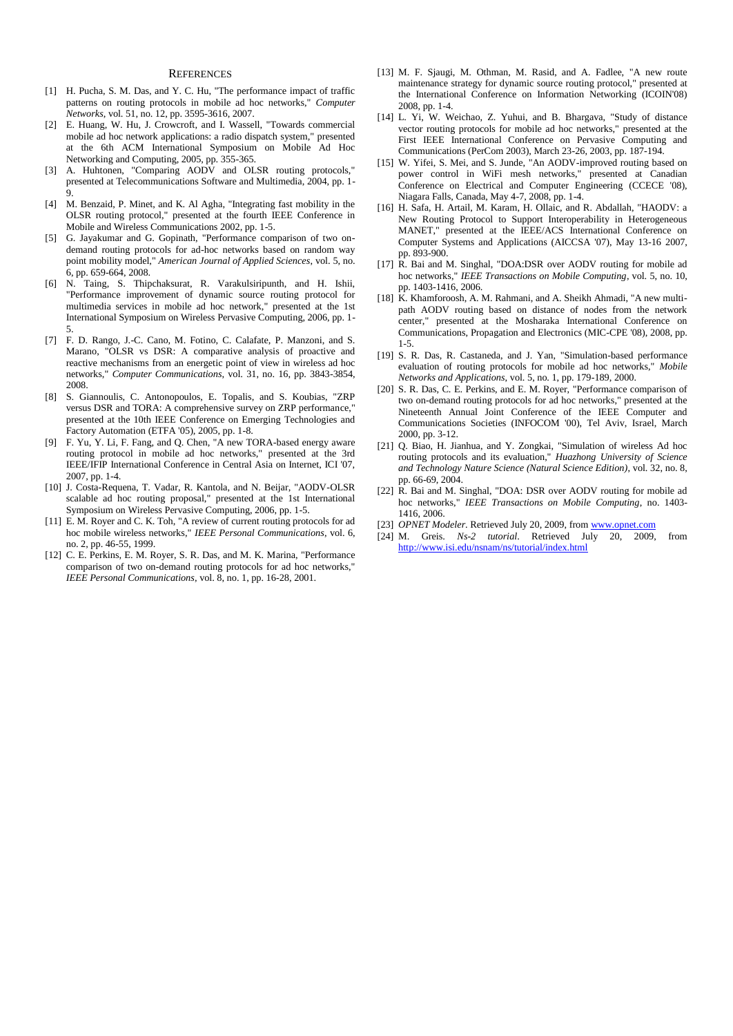## REFERENCES

[1] H. Pucha, S. M. Das, and Y. C. Hu, "The performance impact of traffic patterns on routing protocols in mobile ad hoc networks," *Computer Networks*, vol. 51, no. 12, pp. 3595-3616, 2007.

[2] E. Huang, W. Hu, J. Crowcroft, and I. Wassell, "Towards commercial mobile ad hoc network applications: a radio dispatch system," presented at the 6th ACM International Symposium on Mobile Ad Hoc Networking and Computing, 2005, pp. 355-365.

[3] A. Huhtonen, "Comparing AODV and OLSR routing protocols," presented at Telecommunications Software and Multimedia, 2004, pp. 1-9.

[4] M. Benzaid, P. Minet, and K. Al Agha, "Integrating fast mobility in the OLSR routing protocol," presented at the fourth IEEE Conference in Mobile and Wireless Communications 2002, pp. 1-5.

[5] G. Jayakumar and G. Gopinath, "Performance comparison of two on-demand routing protocols for ad-hoc networks based on random way point mobility model," *American Journal of Applied Sciences*, vol. 5, no. 6, pp. 659-664, 2008.

[6] N. Taing, S. Thipchaksurat, R. Varakulsiripunth, and H. Ishii, "Performance improvement of dynamic source routing protocol for multimedia services in mobile ad hoc network," presented at the 1st International Symposium on Wireless Pervasive Computing, 2006, pp. 1-5.

[7] F. D. Rango, J.-C. Cano, M. Fotino, C. Calafate, P. Manzoni, and S. Marano, "OLSR vs DSR: A comparative analysis of proactive and reactive mechanisms from an energetic point of view in wireless ad hoc networks," *Computer Communications*, vol. 31, no. 16, pp. 3843-3854, 2008.

[8] S. Giannoulis, C. Antonopoulos, E. Topalis, and S. Koubias, "ZRP versus DSR and TORA: A comprehensive survey on ZRP performance," presented at the 10th IEEE Conference on Emerging Technologies and Factory Automation (ETFA '05), 2005, pp. 1-8.

[9] F. Yu, Y. Li, F. Fang, and Q. Chen, "A new TORA-based energy aware routing protocol in mobile ad hoc networks," presented at the 3rd IEEE/IFIP International Conference in Central Asia on Internet, ICI '07, 2007, pp. 1-4.

[10] J. Costa-Requena, T. Vadar, R. Kantola, and N. Beijar, "AODV-OLSR scalable ad hoc routing proposal," presented at the 1st International Symposium on Wireless Pervasive Computing, 2006, pp. 1-5.

[11] E. M. Royer and C. K. Toh, "A review of current routing protocols for ad hoc mobile wireless networks," *IEEE Personal Communications*, vol. 6, no. 2, pp. 46-55, 1999.

[12] C. E. Perkins, E. M. Royer, S. R. Das, and M. K. Marina, "Performance comparison of two on-demand routing protocols for ad hoc networks," *IEEE Personal Communications*, vol. 8, no. 1, pp. 16-28, 2001.

[13] M. F. Sjaugi, M. Othman, M. Rasid, and A. Fadlee, "A new route maintenance strategy for dynamic source routing protocol," presented at the International Conference on Information Networking (ICOIN'08) 2008, pp. 1-4.

[14] L. Yi, W. Weichao, Z. Yuhui, and B. Bhargava, "Study of distance vector routing protocols for mobile ad hoc networks," presented at the First IEEE International Conference on Pervasive Computing and Communications (PerCom 2003), March 23-26, 2003, pp. 187-194.

[15] W. Yifei, S. Mei, and S. Junde, "An AODV-improved routing based on power control in WiFi mesh networks," presented at Canadian Conference on Electrical and Computer Engineering (CCECE '08), Niagara Falls, Canada, May 4-7, 2008, pp. 1-4.

[16] H. Safa, H. Artail, M. Karam, H. Ollaic, and R. Abdallah, "HAODV: a New Routing Protocol to Support Interoperability in Heterogeneous MANET," presented at the IEEE/ACS International Conference on Computer Systems and Applications (AICCSA '07), May 13-16 2007, pp. 893-900.

[17] R. Bai and M. Singhal, "DOA:DSR over AODV routing for mobile ad hoc networks," *IEEE Transactions on Mobile Computing*, vol. 5, no. 10, pp. 1403-1416, 2006.

[18] K. Khamforoosh, A. M. Rahmani, and A. Sheikh Ahmadi, "A new multi-path AODV routing based on distance of nodes from the network center," presented at the Mosharaka International Conference on Communications, Propagation and Electronics (MIC-CPE '08), 2008, pp. 1-5.

[19] S. R. Das, R. Castaneda, and J. Yan, "Simulation-based performance evaluation of routing protocols for mobile ad hoc networks," *Mobile Networks and Applications*, vol. 5, no. 1, pp. 179-189, 2000.

[20] S. R. Das, C. E. Perkins, and E. M. Royer, "Performance comparison of two on-demand routing protocols for ad hoc networks," presented at the Nineteenth Annual Joint Conference of the IEEE Computer and Communications Societies (INFOCOM '00), Tel Aviv, Israel, March 2000, pp. 3-12.

[21] Q. Biao, H. Jianhua, and Y. Zongkai, "Simulation of wireless Ad hoc routing protocols and its evaluation," *Huazhong University of Science and Technology Nature Science (Natural Science Edition)*, vol. 32, no. 8, pp. 66-69, 2004.

[22] R. Bai and M. Singhal, "DOA: DSR over AODV routing for mobile ad hoc networks," *IEEE Transactions on Mobile Computing*, no. 1403-1416, 2006.

[23] *OPNET Modeler*. Retrieved July 20, 2009, from www.opnet.com

[24] M. Greis. *Ns-2 tutorial*. Retrieved July 20, 2009, from http://www.isi.edu/nsnam/ns/tutorial/index.html